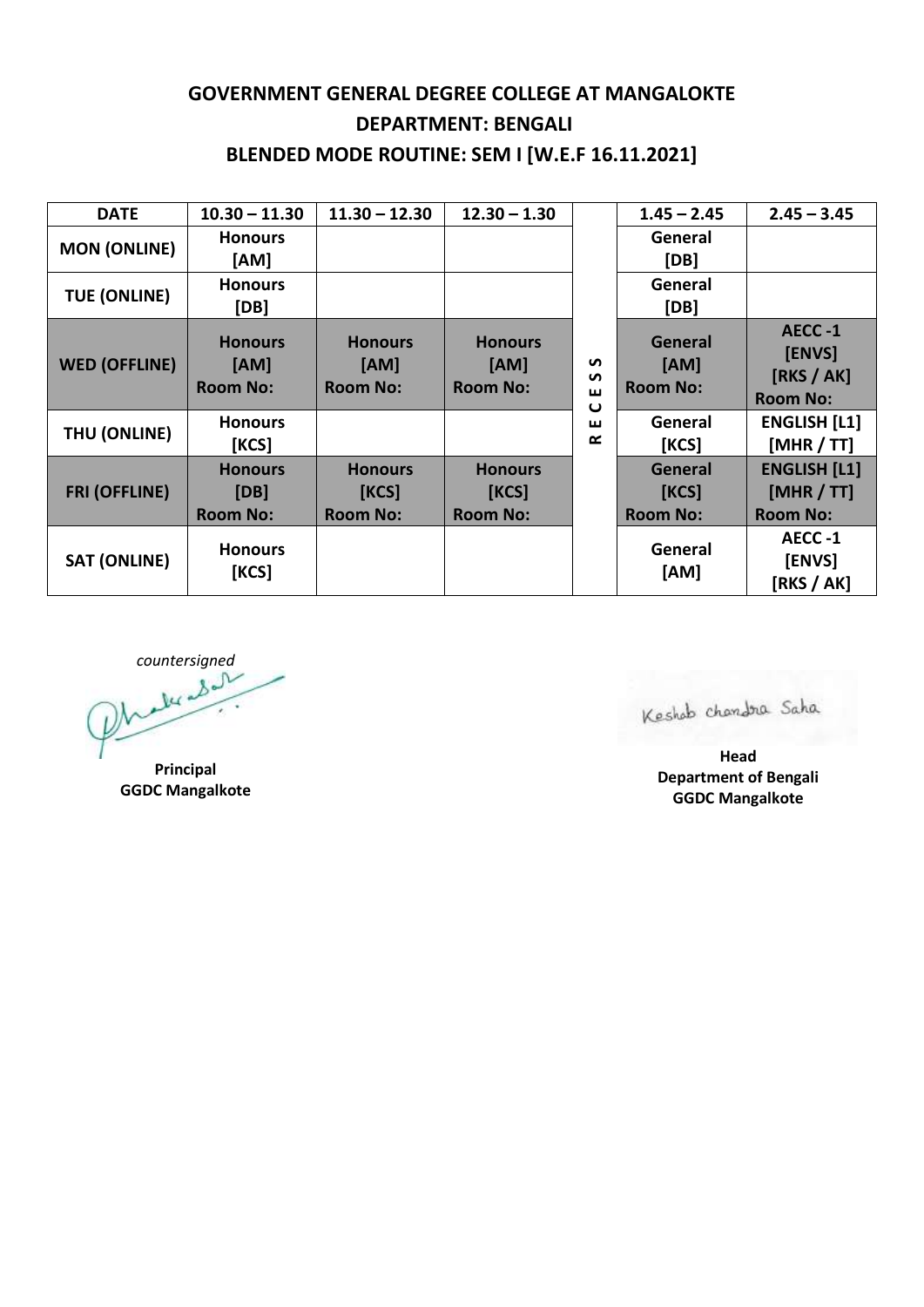# GOVERNMENT GENERAL DEGREE COLLEGE AT MANGALOKTE

## DEPARTMENT: BENGALI

## BLENDED MODE ROUTINE: SEM I [W.E.F 16.11.2021]

| DATE | 10.30 – 11.30 | 11.30 – 12.30 | 12.30 – 1.30 | | 1.45 – 2.45 | 2.45 – 3.45 |
|---|---|---|---|---|---|---|
| MON (ONLINE) | Honours [AM] | | | RECESS | General [DB] | |
| TUE (ONLINE) | Honours [DB] | | | | General [DB] | |
| WED (OFFLINE) | Honours [AM] Room No: | Honours [AM] Room No: | Honours [AM] Room No: | | General [AM] Room No: | AECC -1 [ENVS] [RKS / AK] Room No: |
| THU (ONLINE) | Honours [KCS] | | | | General [KCS] | ENGLISH [L1] [MHR / TT] |
| FRI (OFFLINE) | Honours [DB] Room No: | Honours [KCS] Room No: | Honours [KCS] Room No: | | General [KCS] Room No: | ENGLISH [L1] [MHR / TT] Room No: |
| SAT (ONLINE) | Honours [KCS] | | | | General [AM] | AECC -1 [ENVS] [RKS / AK] |

*countersigned*

**Principal**
**GGDC Mangalkote**

Keshab chandra Saha

**Head**
**Department of Bengali**
**GGDC Mangalkote**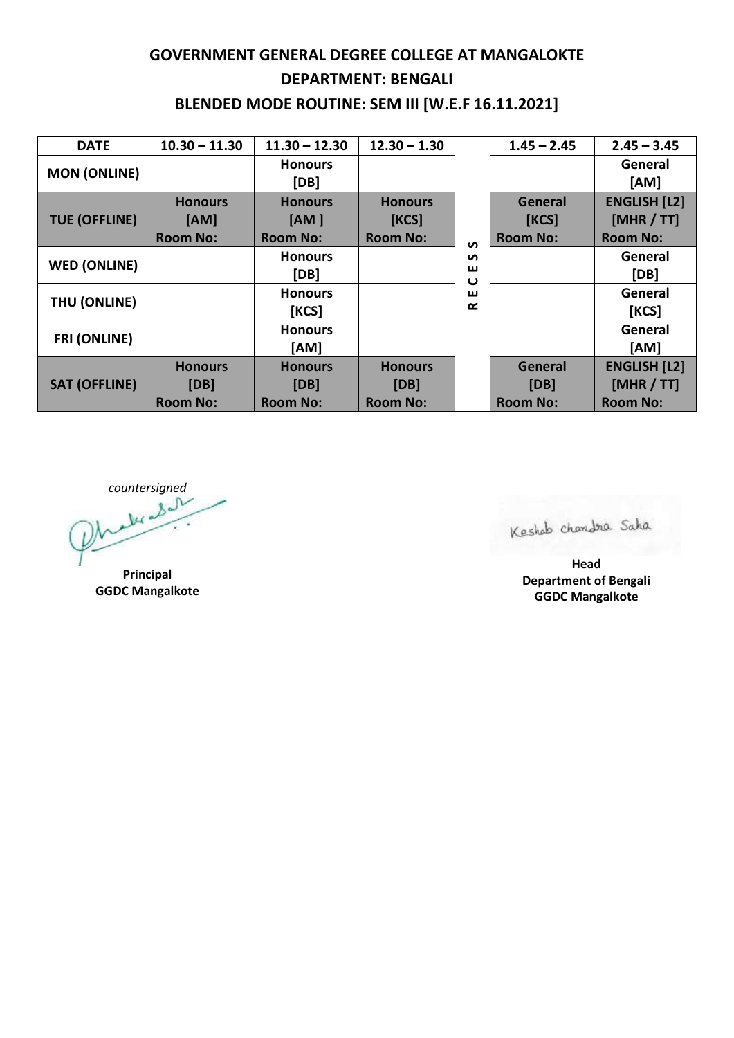# GOVERNMENT GENERAL DEGREE COLLEGE AT MANGALOKTE

## DEPARTMENT: BENGALI

## BLENDED MODE ROUTINE: SEM III [W.E.F 16.11.2021]

| DATE | 10.30 – 11.30 | 11.30 – 12.30 | 12.30 – 1.30 | | 1.45 – 2.45 | 2.45 – 3.45 |
|---|---|---|---|---|---|---|
| MON (ONLINE) | | Honours [DB] | | R E C E S S | | General [AM] |
| TUE (OFFLINE) | Honours [AM] Room No: | Honours [AM ] Room No: | Honours [KCS] Room No: | | General [KCS] Room No: | ENGLISH [L2] [MHR / TT] Room No: |
| WED (ONLINE) | | Honours [DB] | | | | General [DB] |
| THU (ONLINE) | | Honours [KCS] | | | | General [KCS] |
| FRI (ONLINE) | | Honours [AM] | | | | General [AM] |
| SAT (OFFLINE) | Honours [DB] Room No: | Honours [DB] Room No: | Honours [DB] Room No: | | General [DB] Room No: | ENGLISH [L2] [MHR / TT] Room No: |

*countersigned*

**Principal**
**GGDC Mangalkote**

Keshab chandra Saha

**Head**
**Department of Bengali**
**GGDC Mangalkote**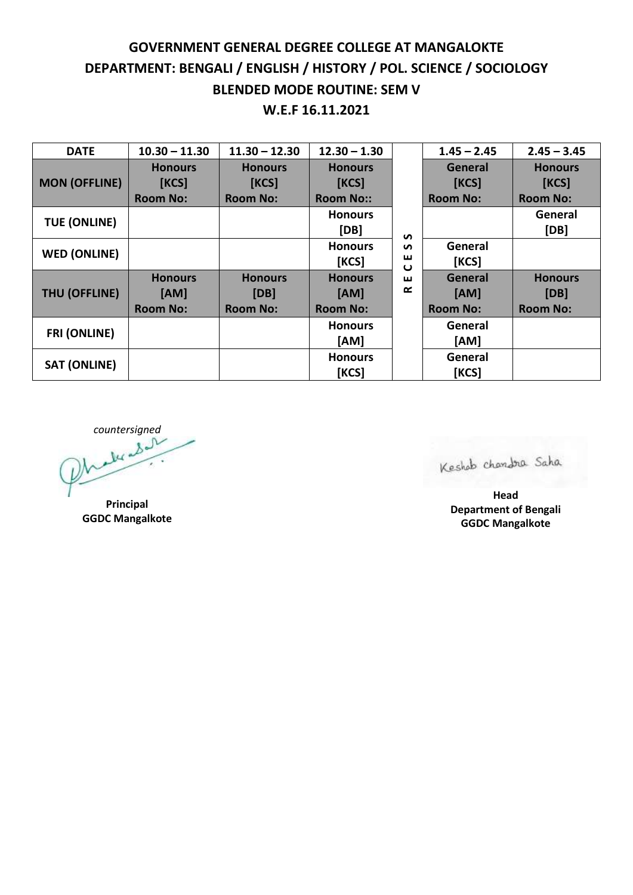**GOVERNMENT GENERAL DEGREE COLLEGE AT MANGALOKTE**

**DEPARTMENT: BENGALI / ENGLISH / HISTORY / POL. SCIENCE / SOCIOLOGY**

**BLENDED MODE ROUTINE: SEM V**

**W.E.F 16.11.2021**

| DATE | 10.30 – 11.30 | 11.30 – 12.30 | 12.30 – 1.30 | | 1.45 – 2.45 | 2.45 – 3.45 |
|---|---|---|---|---|---|---|
| MON (OFFLINE) | Honours [KCS] Room No: | Honours [KCS] Room No: | Honours [KCS] Room No:: | R E C E S S | General [KCS] Room No: | Honours [KCS] Room No: |
| TUE (ONLINE) | | | Honours [DB] | | | General [DB] |
| WED (ONLINE) | | | Honours [KCS] | | General [KCS] | |
| THU (OFFLINE) | Honours [AM] Room No: | Honours [DB] Room No: | Honours [AM] Room No: | | General [AM] Room No: | Honours [DB] Room No: |
| FRI (ONLINE) | | | Honours [AM] | | General [AM] | |
| SAT (ONLINE) | | | Honours [KCS] | | General [KCS] | |

*countersigned*

**Principal**
**GGDC Mangalkote**

Keshab chandra Saha

**Head**
**Department of Bengali**
**GGDC Mangalkote**